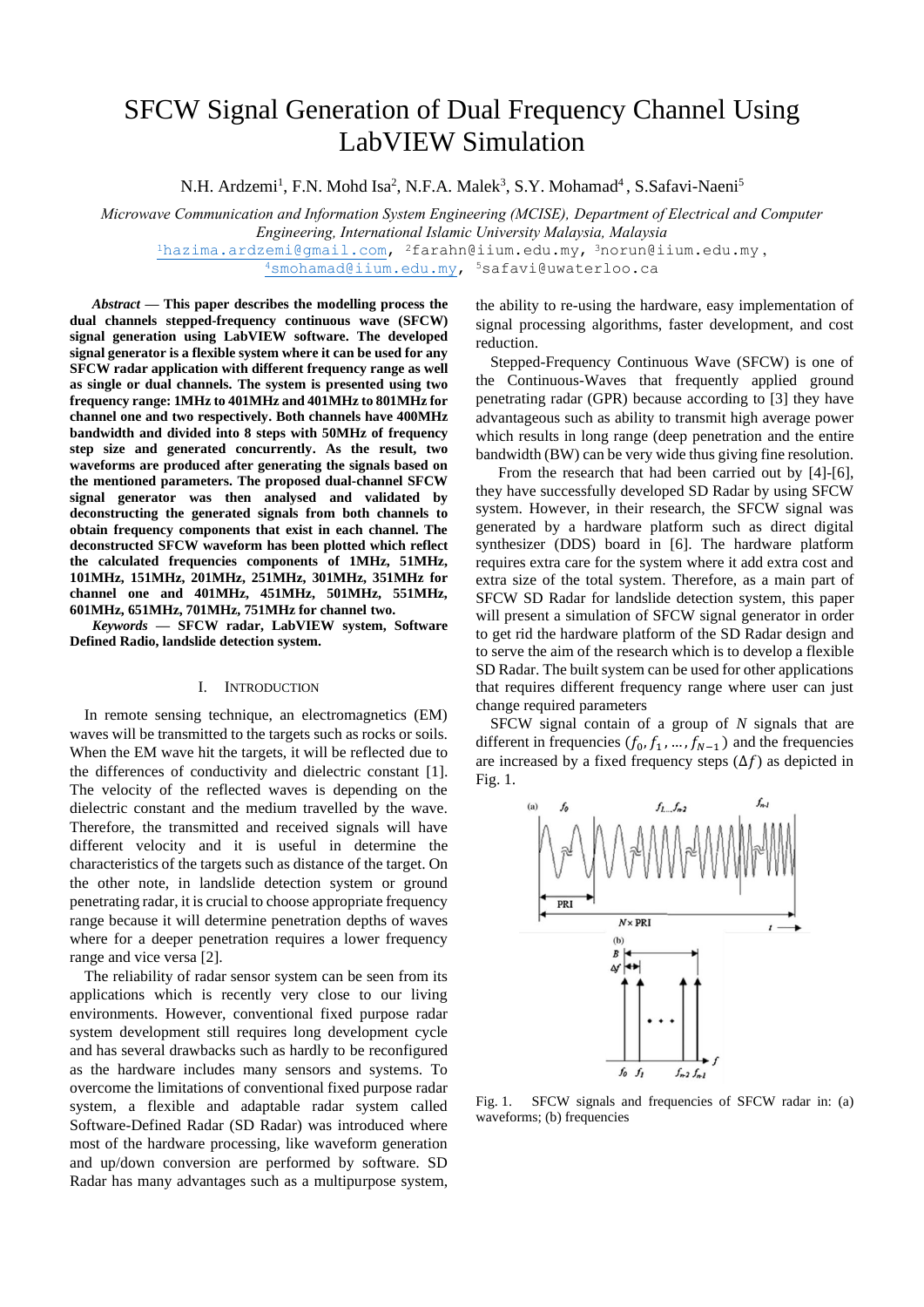# SFCW Signal Generation of Dual Frequency Channel Using LabVIEW Simulation

N.H. Ardzemi[1], F.N. Mohd Isa[2], N.F.A. Malek[3], S.Y. Mohamad[4], S.Safavi-Naeni[5]

*Microwave Communication and Information System Engineering (MCISE), Department of Electrical and Computer Engineering, International Islamic University Malaysia, Malaysia*

[1]hazima.ardzemi@gmail.com, [2]farahn@iium.edu.my, [3]norun@iium.edu.my, [4]smohamad@iium.edu.my, [5]safavi@uwaterloo.ca

***Abstract* — This paper describes the modelling process the dual channels stepped-frequency continuous wave (SFCW) signal generation using LabVIEW software. The developed signal generator is a flexible system where it can be used for any SFCW radar application with different frequency range as well as single or dual channels. The system is presented using two frequency range: 1MHz to 401MHz and 401MHz to 801MHz for channel one and two respectively. Both channels have 400MHz bandwidth and divided into 8 steps with 50MHz of frequency step size and generated concurrently. As the result, two waveforms are produced after generating the signals based on the mentioned parameters. The proposed dual-channel SFCW signal generator was then analysed and validated by deconstructing the generated signals from both channels to obtain frequency components that exist in each channel. The deconstructed SFCW waveform has been plotted which reflect the calculated frequencies components of 1MHz, 51MHz, 101MHz, 151MHz, 201MHz, 251MHz, 301MHz, 351MHz for channel one and 401MHz, 451MHz, 501MHz, 551MHz, 601MHz, 651MHz, 701MHz, 751MHz for channel two.**

***Keywords* — SFCW radar, LabVIEW system, Software Defined Radio, landslide detection system.**

## I. Introduction

In remote sensing technique, an electromagnetics (EM) waves will be transmitted to the targets such as rocks or soils. When the EM wave hit the targets, it will be reflected due to the differences of conductivity and dielectric constant [1]. The velocity of the reflected waves is depending on the dielectric constant and the medium travelled by the wave. Therefore, the transmitted and received signals will have different velocity and it is useful in determine the characteristics of the targets such as distance of the target. On the other note, in landslide detection system or ground penetrating radar, it is crucial to choose appropriate frequency range because it will determine penetration depths of waves where for a deeper penetration requires a lower frequency range and vice versa [2].

The reliability of radar sensor system can be seen from its applications which is recently very close to our living environments. However, conventional fixed purpose radar system development still requires long development cycle and has several drawbacks such as hardly to be reconfigured as the hardware includes many sensors and systems. To overcome the limitations of conventional fixed purpose radar system, a flexible and adaptable radar system called Software-Defined Radar (SD Radar) was introduced where most of the hardware processing, like waveform generation and up/down conversion are performed by software. SD Radar has many advantages such as a multipurpose system, the ability to re-using the hardware, easy implementation of signal processing algorithms, faster development, and cost reduction.

Stepped-Frequency Continuous Wave (SFCW) is one of the Continuous-Waves that frequently applied ground penetrating radar (GPR) because according to [3] they have advantageous such as ability to transmit high average power which results in long range (deep penetration and the entire bandwidth (BW) can be very wide thus giving fine resolution.

From the research that had been carried out by [4]-[6], they have successfully developed SD Radar by using SFCW system. However, in their research, the SFCW signal was generated by a hardware platform such as direct digital synthesizer (DDS) board in [6]. The hardware platform requires extra care for the system where it add extra cost and extra size of the total system. Therefore, as a main part of SFCW SD Radar for landslide detection system, this paper will present a simulation of SFCW signal generator in order to get rid the hardware platform of the SD Radar design and to serve the aim of the research which is to develop a flexible SD Radar. The built system can be used for other applications that requires different frequency range where user can just change required parameters

SFCW signal contain of a group of $N$ signals that are different in frequencies ($f_0, f_1, \ldots, f_{N-1}$) and the frequencies are increased by a fixed frequency steps ($\Delta f$) as depicted in Fig. 1.

Fig. 1. SFCW signals and frequencies of SFCW radar in: (a) waveforms; (b) frequencies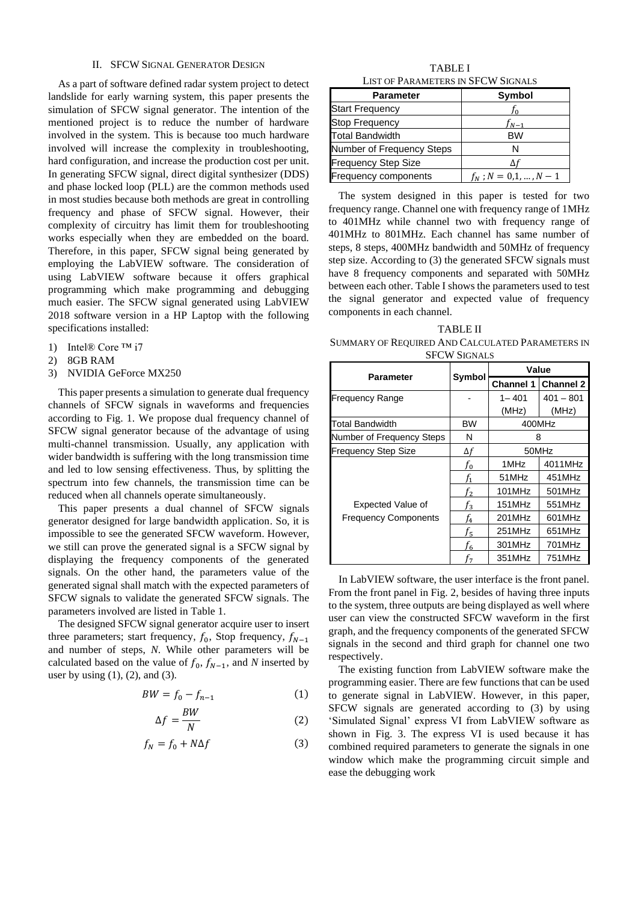## II. SFCW Signal Generator Design

As a part of software defined radar system project to detect landslide for early warning system, this paper presents the simulation of SFCW signal generator. The intention of the mentioned project is to reduce the number of hardware involved in the system. This is because too much hardware involved will increase the complexity in troubleshooting, hard configuration, and increase the production cost per unit. In generating SFCW signal, direct digital synthesizer (DDS) and phase locked loop (PLL) are the common methods used in most studies because both methods are great in controlling frequency and phase of SFCW signal. However, their complexity of circuitry has limit them for troubleshooting works especially when they are embedded on the board. Therefore, in this paper, SFCW signal being generated by employing the LabVIEW software. The consideration of using LabVIEW software because it offers graphical programming which make programming and debugging much easier. The SFCW signal generated using LabVIEW 2018 software version in a HP Laptop with the following specifications installed:

1) Intel® Core ™ i7
2) 8GB RAM
3) NVIDIA GeForce MX250

This paper presents a simulation to generate dual frequency channels of SFCW signals in waveforms and frequencies according to Fig. 1. We propose dual frequency channel of SFCW signal generator because of the advantage of using multi-channel transmission. Usually, any application with wider bandwidth is suffering with the long transmission time and led to low sensing effectiveness. Thus, by splitting the spectrum into few channels, the transmission time can be reduced when all channels operate simultaneously.

This paper presents a dual channel of SFCW signals generator designed for large bandwidth application. So, it is impossible to see the generated SFCW waveform. However, we still can prove the generated signal is a SFCW signal by displaying the frequency components of the generated signals. On the other hand, the parameters value of the generated signal shall match with the expected parameters of SFCW signals to validate the generated SFCW signals. The parameters involved are listed in Table 1.

The designed SFCW signal generator acquire user to insert three parameters; start frequency, $f_0$, Stop frequency, $f_{N-1}$ and number of steps, *N*. While other parameters will be calculated based on the value of $f_0$, $f_{N-1}$, and *N* inserted by user by using (1), (2), and (3).

$$BW = f_0 - f_{n-1} \tag{1}$$

$$\Delta f = \frac{BW}{N} \tag{2}$$

$$f_N = f_0 + N\Delta f \tag{3}$$

TABLE I
List of Parameters in SFCW Signals

| Parameter | Symbol |
|---|---|
| Start Frequency | $f_0$ |
| Stop Frequency | $f_{N-1}$ |
| Total Bandwidth | BW |
| Number of Frequency Steps | N |
| Frequency Step Size | $\Delta f$ |
| Frequency components | $f_N$ ; $N = 0,1,\ldots,N-1$ |

The system designed in this paper is tested for two frequency range. Channel one with frequency range of 1MHz to 401MHz while channel two with frequency range of 401MHz to 801MHz. Each channel has same number of steps, 8 steps, 400MHz bandwidth and 50MHz of frequency step size. According to (3) the generated SFCW signals must have 8 frequency components and separated with 50MHz between each other. Table I shows the parameters used to test the signal generator and expected value of frequency components in each channel.

TABLE II
Summary of Required And Calculated Parameters in SFCW Signals

| Parameter | Symbol | Value | |
|---|---|---|---|
| | | Channel 1 | Channel 2 |
| Frequency Range | - | 1 – 401 (MHz) | 401 – 801 (MHz) |
| Total Bandwidth | BW | 400MHz | |
| Number of Frequency Steps | N | 8 | |
| Frequency Step Size | $\Delta f$ | 50MHz | |
| Expected Value of Frequency Components | $f_0$ | 1MHz | 4011MHz |
| | $f_1$ | 51MHz | 451MHz |
| | $f_2$ | 101MHz | 501MHz |
| | $f_3$ | 151MHz | 551MHz |
| | $f_4$ | 201MHz | 601MHz |
| | $f_5$ | 251MHz | 651MHz |
| | $f_6$ | 301MHz | 701MHz |
| | $f_7$ | 351MHz | 751MHz |

In LabVIEW software, the user interface is the front panel. From the front panel in Fig. 2, besides of having three inputs to the system, three outputs are being displayed as well where user can view the constructed SFCW waveform in the first graph, and the frequency components of the generated SFCW signals in the second and third graph for channel one two respectively.

The existing function from LabVIEW software make the programming easier. There are few functions that can be used to generate signal in LabVIEW. However, in this paper, SFCW signals are generated according to (3) by using 'Simulated Signal' express VI from LabVIEW software as shown in Fig. 3. The express VI is used because it has combined required parameters to generate the signals in one window which make the programming circuit simple and ease the debugging work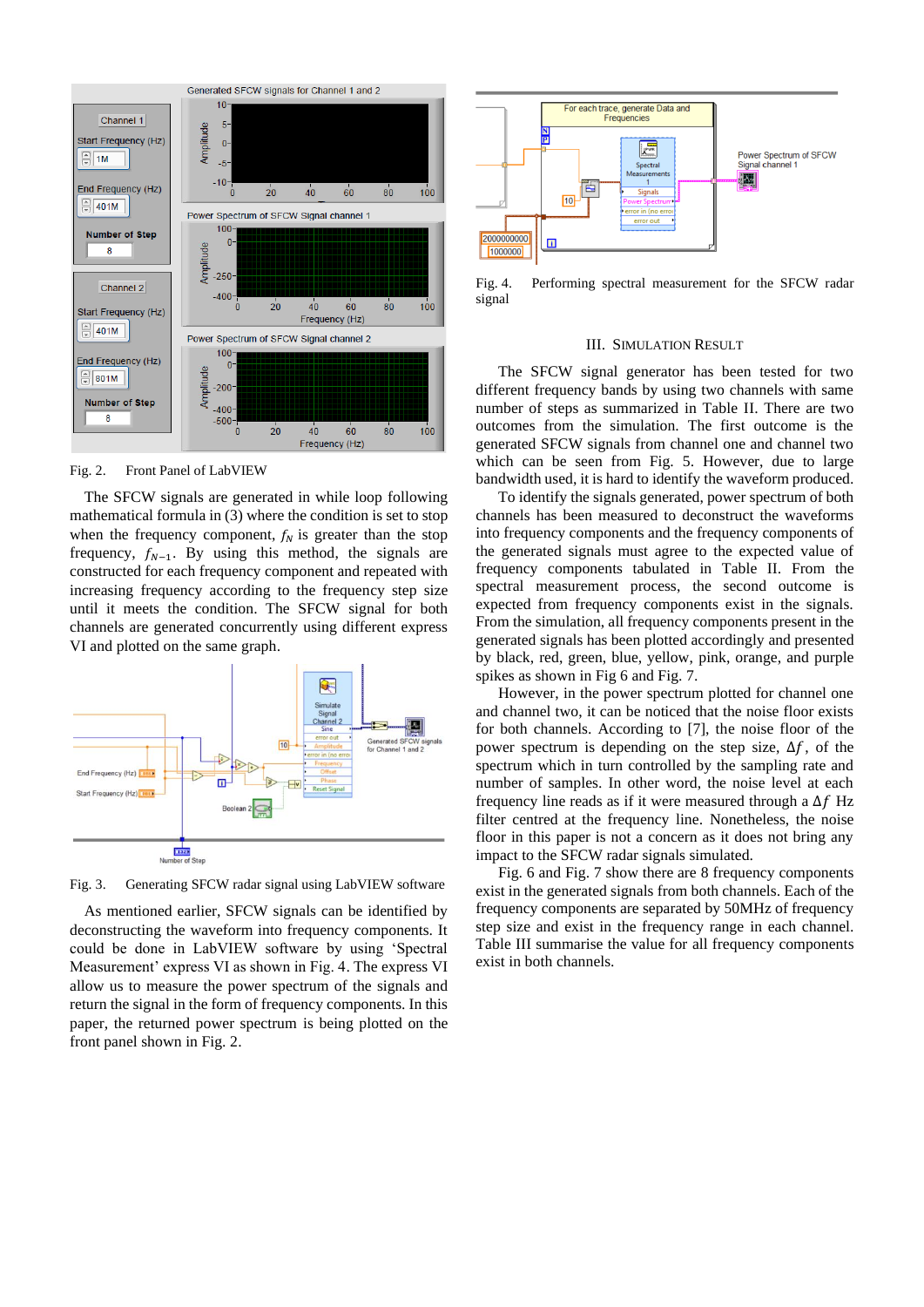Fig. 2. Front Panel of LabVIEW

The SFCW signals are generated in while loop following mathematical formula in (3) where the condition is set to stop when the frequency component, $f_N$ is greater than the stop frequency, $f_{N-1}$. By using this method, the signals are constructed for each frequency component and repeated with increasing frequency according to the frequency step size until it meets the condition. The SFCW signal for both channels are generated concurrently using different express VI and plotted on the same graph.

Fig. 3. Generating SFCW radar signal using LabVIEW software

As mentioned earlier, SFCW signals can be identified by deconstructing the waveform into frequency components. It could be done in LabVIEW software by using 'Spectral Measurement' express VI as shown in Fig. 4. The express VI allow us to measure the power spectrum of the signals and return the signal in the form of frequency components. In this paper, the returned power spectrum is being plotted on the front panel shown in Fig. 2.

Fig. 4. Performing spectral measurement for the SFCW radar signal

## III. Simulation Result

The SFCW signal generator has been tested for two different frequency bands by using two channels with same number of steps as summarized in Table II. There are two outcomes from the simulation. The first outcome is the generated SFCW signals from channel one and channel two which can be seen from Fig. 5. However, due to large bandwidth used, it is hard to identify the waveform produced.

To identify the signals generated, power spectrum of both channels has been measured to deconstruct the waveforms into frequency components and the frequency components of the generated signals must agree to the expected value of frequency components tabulated in Table II. From the spectral measurement process, the second outcome is expected from frequency components exist in the signals. From the simulation, all frequency components present in the generated signals has been plotted accordingly and presented by black, red, green, blue, yellow, pink, orange, and purple spikes as shown in Fig 6 and Fig. 7.

However, in the power spectrum plotted for channel one and channel two, it can be noticed that the noise floor exists for both channels. According to [7], the noise floor of the power spectrum is depending on the step size, $\Delta f$, of the spectrum which in turn controlled by the sampling rate and number of samples. In other word, the noise level at each frequency line reads as if it were measured through a $\Delta f$ Hz filter centred at the frequency line. Nonetheless, the noise floor in this paper is not a concern as it does not bring any impact to the SFCW radar signals simulated.

Fig. 6 and Fig. 7 show there are 8 frequency components exist in the generated signals from both channels. Each of the frequency components are separated by 50MHz of frequency step size and exist in the frequency range in each channel. Table III summarise the value for all frequency components exist in both channels.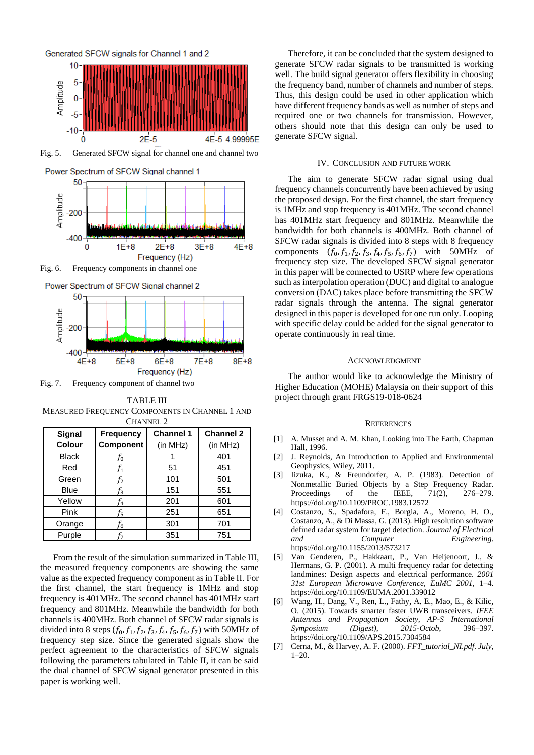Generated SFCW signals for Channel 1 and 2

Amplitude

10
5
0
-5
-10

0
2E-5
4E-5 4.99995E

Fig. 5. Generated SFCW signal for channel one and channel two

Power Spectrum of SFCW Signal channel 1

Amplitude

50
-200
-400

0
1E+8
2E+8
3E+8
4E+8

Frequency (Hz)

Fig. 6. Frequency components in channel one

Power Spectrum of SFCW Signal channel 2

Amplitude

50
-200
-400

4E+8
5E+8
6E+8
7E+8
8E+8

Frequency (Hz)

Fig. 7. Frequency component of channel two

TABLE III
MEASURED FREQUENCY COMPONENTS IN CHANNEL 1 AND CHANNEL 2

| Signal Colour | Frequency Component | Channel 1 (in MHz) | Channel 2 (in MHz) |
|---|---|---|---|
| Black | $f_0$ | 1 | 401 |
| Red | $f_1$ | 51 | 451 |
| Green | $f_2$ | 101 | 501 |
| Blue | $f_3$ | 151 | 551 |
| Yellow | $f_4$ | 201 | 601 |
| Pink | $f_5$ | 251 | 651 |
| Orange | $f_6$ | 301 | 701 |
| Purple | $f_7$ | 351 | 751 |

From the result of the simulation summarized in Table III, the measured frequency components are showing the same value as the expected frequency component as in Table II. For the first channel, the start frequency is 1MHz and stop frequency is 401MHz. The second channel has 401MHz start frequency and 801MHz. Meanwhile the bandwidth for both channels is 400MHz. Both channel of SFCW radar signals is divided into 8 steps $(f_0, f_1, f_2, f_3, f_4, f_5, f_6, f_7)$ with 50MHz of frequency step size. Since the generated signals show the perfect agreement to the characteristics of SFCW signals following the parameters tabulated in Table II, it can be said the dual channel of SFCW signal generator presented in this paper is working well.

Therefore, it can be concluded that the system designed to generate SFCW radar signals to be transmitted is working well. The build signal generator offers flexibility in choosing the frequency band, number of channels and number of steps. Thus, this design could be used in other application which have different frequency bands as well as number of steps and required one or two channels for transmission. However, others should note that this design can only be used to generate SFCW signal.

## IV. CONCLUSION AND FUTURE WORK

The aim to generate SFCW radar signal using dual frequency channels concurrently have been achieved by using the proposed design. For the first channel, the start frequency is 1MHz and stop frequency is 401MHz. The second channel has 401MHz start frequency and 801MHz. Meanwhile the bandwidth for both channels is 400MHz. Both channel of SFCW radar signals is divided into 8 steps with 8 frequency components $(f_0, f_1, f_2, f_3, f_4, f_5, f_6, f_7)$ with 50MHz of frequency step size. The developed SFCW signal generator in this paper will be connected to USRP where few operations such as interpolation operation (DUC) and digital to analogue conversion (DAC) takes place before transmitting the SFCW radar signals through the antenna. The signal generator designed in this paper is developed for one run only. Looping with specific delay could be added for the signal generator to operate continuously in real time.

## ACKNOWLEDGMENT

The author would like to acknowledge the Ministry of Higher Education (MOHE) Malaysia on their support of this project through grant FRGS19-018-0624

## REFERENCES

[1] A. Musset and A. M. Khan, Looking into The Earth, Chapman Hall, 1996.

[2] J. Reynolds, An Introduction to Applied and Environmental Geophysics, Wiley, 2011.

[3] Iizuka, K., & Freundorfer, A. P. (1983). Detection of Nonmetallic Buried Objects by a Step Frequency Radar. Proceedings of the IEEE, 71(2), 276–279. https://doi.org/10.1109/PROC.1983.12572

[4] Costanzo, S., Spadafora, F., Borgia, A., Moreno, H. O., Costanzo, A., & Di Massa, G. (2013). High resolution software defined radar system for target detection. *Journal of Electrical and Computer Engineering*. https://doi.org/10.1155/2013/573217

[5] Van Genderen, P., Hakkaart, P., Van Heijenoort, J., & Hermans, G. P. (2001). A multi frequency radar for detecting landmines: Design aspects and electrical performance. *2001 31st European Microwave Conference, EuMC 2001*, 1–4. https://doi.org/10.1109/EUMA.2001.339012

[6] Wang, H., Dang, V., Ren, L., Fathy, A. E., Mao, E., & Kilic, O. (2015). Towards smarter faster UWB transceivers. *IEEE Antennas and Propagation Society, AP-S International Symposium (Digest), 2015-Octob*, 396–397. https://doi.org/10.1109/APS.2015.7304584

[7] Cerna, M., & Harvey, A. F. (2000). *FFT_tutorial_NI.pdf. July*, 1–20.